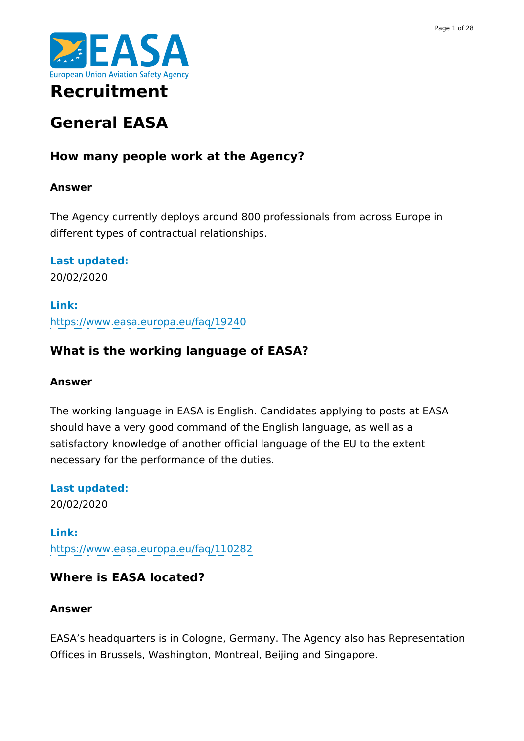# Recruitment

## General EASA

### How many people work at the Agency?

#### Answer

The Agency currently deploys around 800 professionals from across Europe in different types of contractual relationships.

**Last updated:**
20/02/2020

**Link:**
https://www.easa.europa.eu/faq/19240

### What is the working language of EASA?

#### Answer

The working language in EASA is English. Candidates applying to posts at EASA should have a very good command of the English language, as well as a satisfactory knowledge of another official language of the EU to the extent necessary for the performance of the duties.

**Last updated:**
20/02/2020

**Link:**
https://www.easa.europa.eu/faq/110282

### Where is EASA located?

#### Answer

EASA's headquarters is in Cologne, Germany. The Agency also has Representation Offices in Brussels, Washington, Montreal, Beijing and Singapore.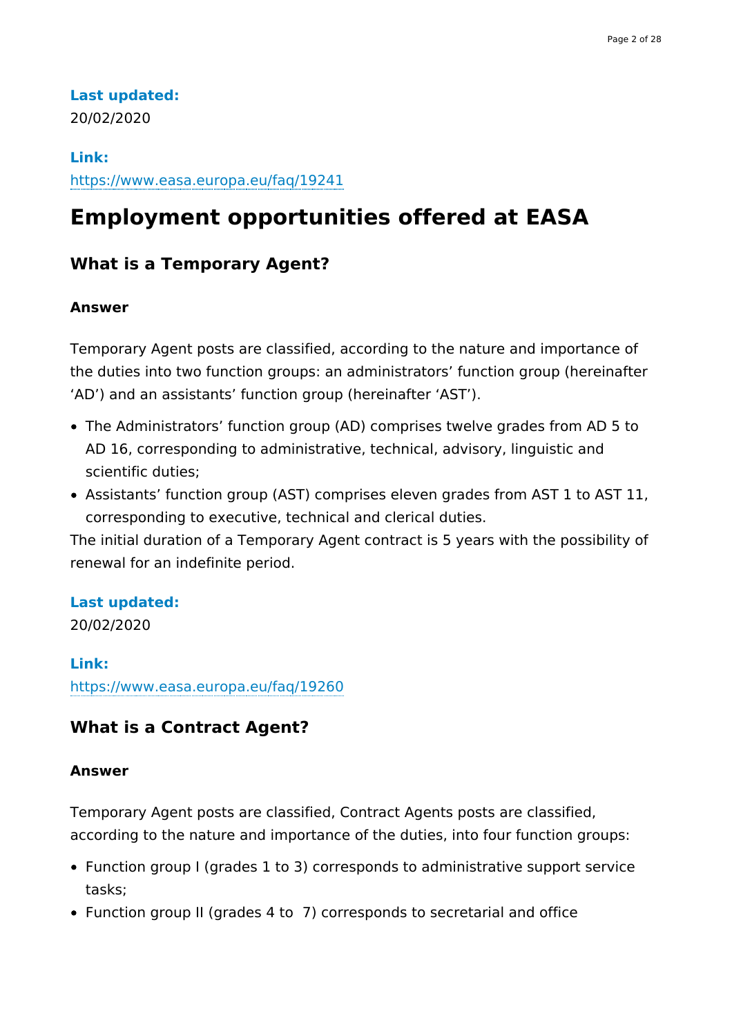**Last updated:**
20/02/2020

**Link:**
https://www.easa.europa.eu/faq/19241

# Employment opportunities offered at EASA

## What is a Temporary Agent?

**Answer**

Temporary Agent posts are classified, according to the nature and importance of the duties into two function groups: an administrators' function group (hereinafter 'AD') and an assistants' function group (hereinafter 'AST').

- The Administrators' function group (AD) comprises twelve grades from AD 5 to AD 16, corresponding to administrative, technical, advisory, linguistic and scientific duties;
- Assistants' function group (AST) comprises eleven grades from AST 1 to AST 11, corresponding to executive, technical and clerical duties.

The initial duration of a Temporary Agent contract is 5 years with the possibility of renewal for an indefinite period.

**Last updated:**
20/02/2020

**Link:**
https://www.easa.europa.eu/faq/19260

## What is a Contract Agent?

**Answer**

Temporary Agent posts are classified, Contract Agents posts are classified, according to the nature and importance of the duties, into four function groups:

- Function group I (grades 1 to 3) corresponds to administrative support service tasks;
- Function group II (grades 4 to 7) corresponds to secretarial and office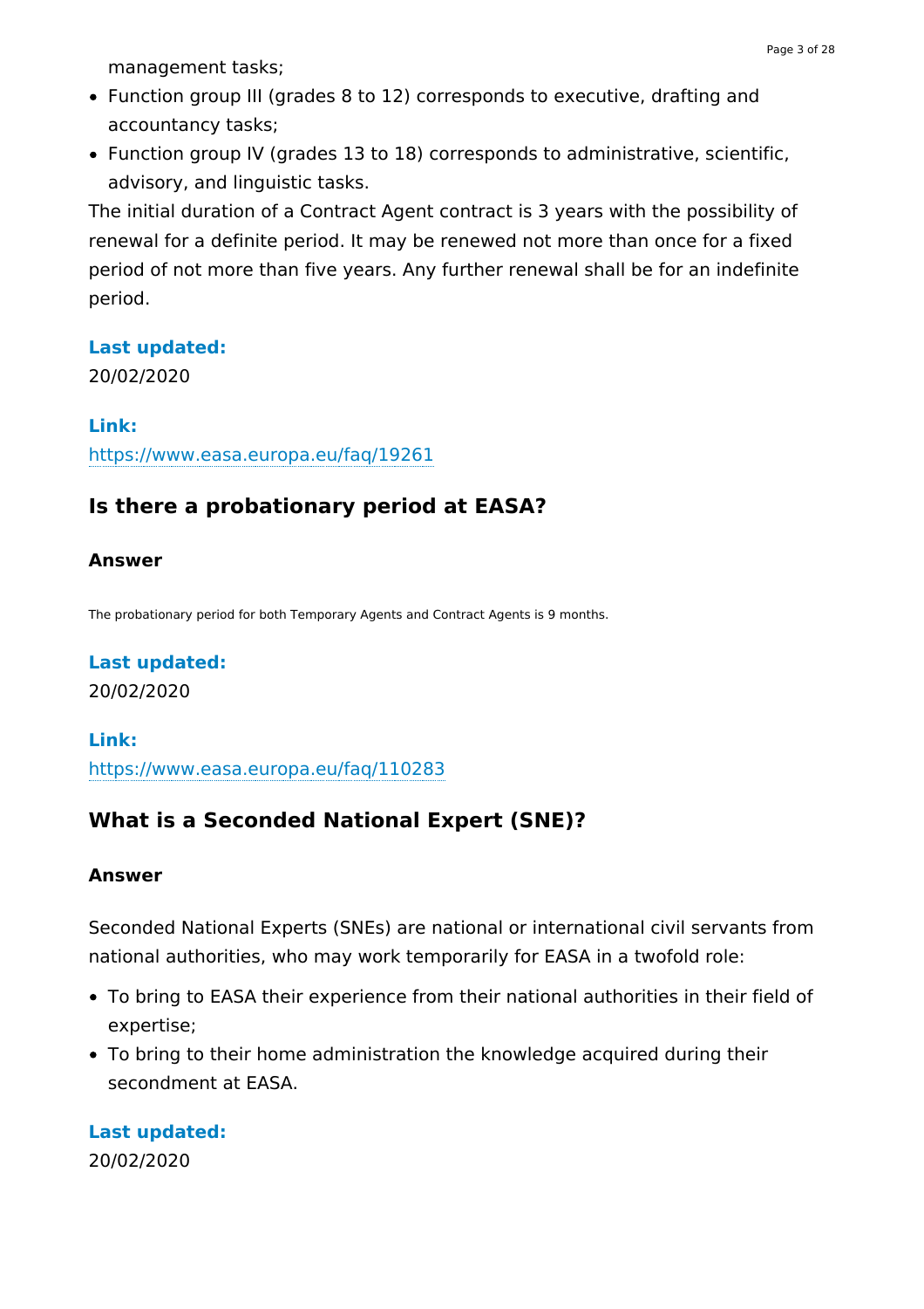management tasks;

- Function group III (grades 8 to 12) corresponds to executive, drafting and accountancy tasks;
- Function group IV (grades 13 to 18) corresponds to administrative, scientific, advisory, and linguistic tasks.

The initial duration of a Contract Agent contract is 3 years with the possibility of renewal for a definite period. It may be renewed not more than once for a fixed period of not more than five years. Any further renewal shall be for an indefinite period.

**Last updated:**
20/02/2020

**Link:**
https://www.easa.europa.eu/faq/19261

## Is there a probationary period at EASA?

#### Answer

The probationary period for both Temporary Agents and Contract Agents is 9 months.

**Last updated:**
20/02/2020

**Link:**
https://www.easa.europa.eu/faq/110283

## What is a Seconded National Expert (SNE)?

#### Answer

Seconded National Experts (SNEs) are national or international civil servants from national authorities, who may work temporarily for EASA in a twofold role:

- To bring to EASA their experience from their national authorities in their field of expertise;
- To bring to their home administration the knowledge acquired during their secondment at EASA.

**Last updated:**
20/02/2020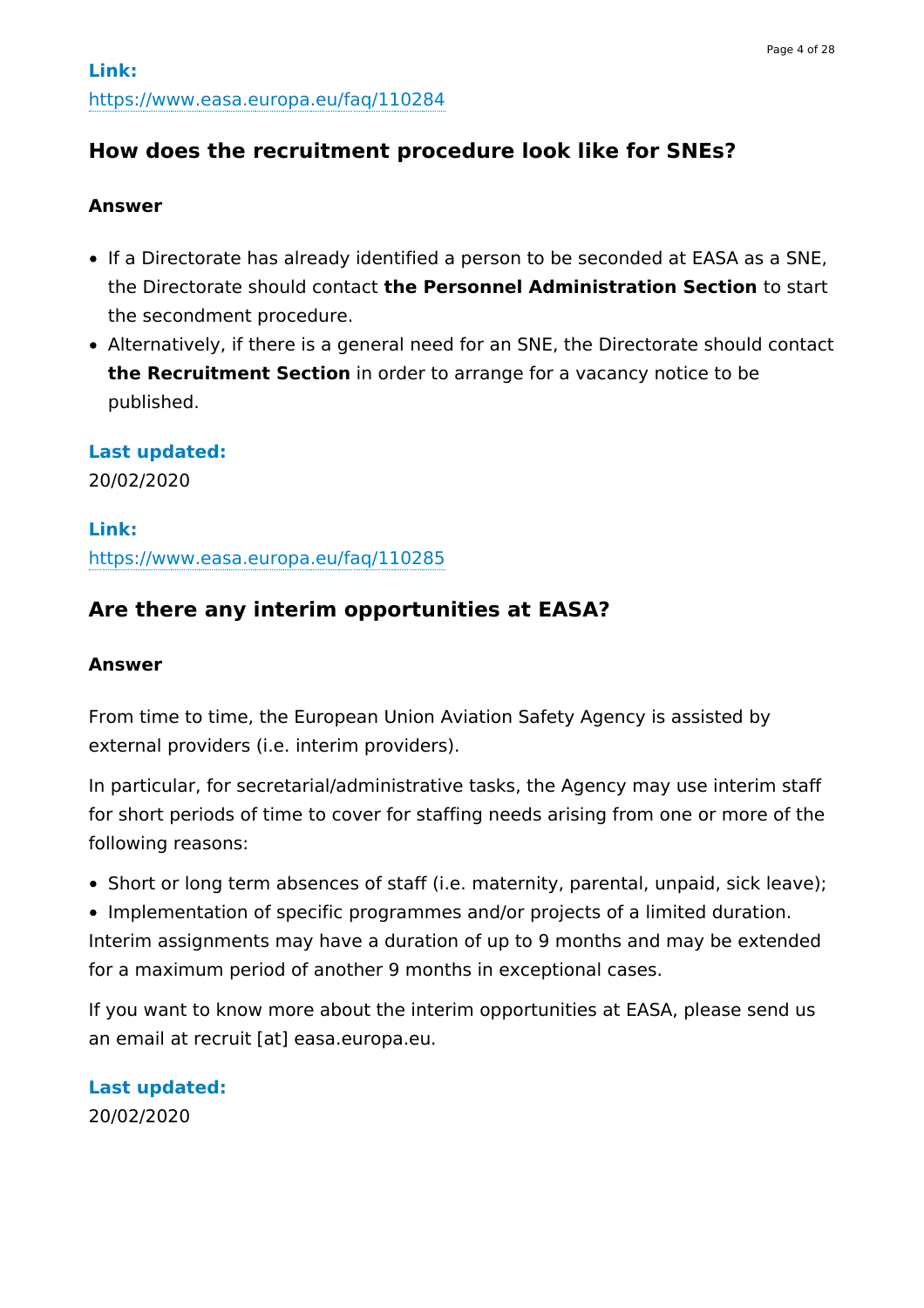**Link:**
https://www.easa.europa.eu/faq/110284

## How does the recruitment procedure look like for SNEs?

**Answer**

- If a Directorate has already identified a person to be seconded at EASA as a SNE, the Directorate should contact **the Personnel Administration Section** to start the secondment procedure.
- Alternatively, if there is a general need for an SNE, the Directorate should contact **the Recruitment Section** in order to arrange for a vacancy notice to be published.

**Last updated:**
20/02/2020

**Link:**
https://www.easa.europa.eu/faq/110285

## Are there any interim opportunities at EASA?

**Answer**

From time to time, the European Union Aviation Safety Agency is assisted by external providers (i.e. interim providers).

In particular, for secretarial/administrative tasks, the Agency may use interim staff for short periods of time to cover for staffing needs arising from one or more of the following reasons:

- Short or long term absences of staff (i.e. maternity, parental, unpaid, sick leave);
- Implementation of specific programmes and/or projects of a limited duration.

Interim assignments may have a duration of up to 9 months and may be extended for a maximum period of another 9 months in exceptional cases.

If you want to know more about the interim opportunities at EASA, please send us an email at recruit [at] easa.europa.eu.

**Last updated:**
20/02/2020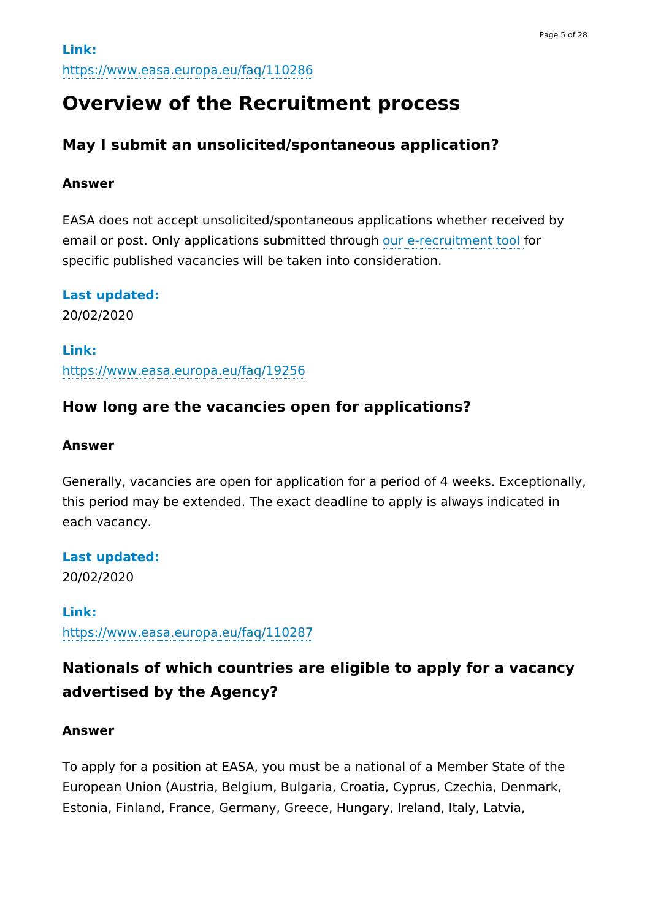**Link:**
https://www.easa.europa.eu/faq/110286

# Overview of the Recruitment process

## May I submit an unsolicited/spontaneous application?

**Answer**

EASA does not accept unsolicited/spontaneous applications whether received by email or post. Only applications submitted through our e-recruitment tool for specific published vacancies will be taken into consideration.

**Last updated:**
20/02/2020

**Link:**
https://www.easa.europa.eu/faq/19256

## How long are the vacancies open for applications?

**Answer**

Generally, vacancies are open for application for a period of 4 weeks. Exceptionally, this period may be extended. The exact deadline to apply is always indicated in each vacancy.

**Last updated:**
20/02/2020

**Link:**
https://www.easa.europa.eu/faq/110287

## Nationals of which countries are eligible to apply for a vacancy advertised by the Agency?

**Answer**

To apply for a position at EASA, you must be a national of a Member State of the European Union (Austria, Belgium, Bulgaria, Croatia, Cyprus, Czechia, Denmark, Estonia, Finland, France, Germany, Greece, Hungary, Ireland, Italy, Latvia,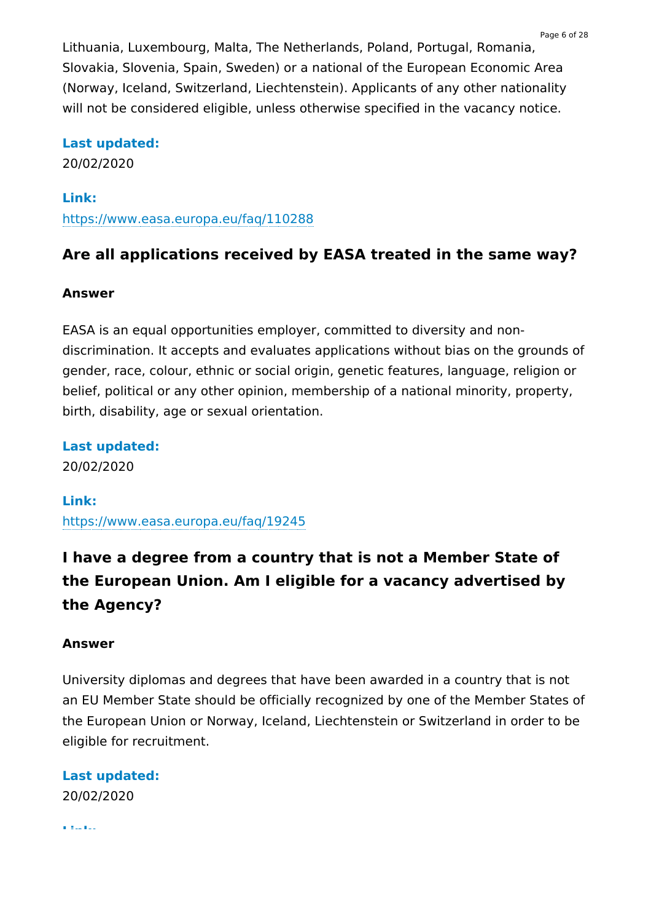Lithuania, Luxembourg, Malta, The Netherlands, Poland, Portugal, Romania, Slovakia, Slovenia, Spain, Sweden) or a national of the European Economic Area (Norway, Iceland, Switzerland, Liechtenstein). Applicants of any other nationality will not be considered eligible, unless otherwise specified in the vacancy notice.

**Last updated:**
20/02/2020

**Link:**
https://www.easa.europa.eu/faq/110288

## Are all applications received by EASA treated in the same way?

**Answer**

EASA is an equal opportunities employer, committed to diversity and non-discrimination. It accepts and evaluates applications without bias on the grounds of gender, race, colour, ethnic or social origin, genetic features, language, religion or belief, political or any other opinion, membership of a national minority, property, birth, disability, age or sexual orientation.

**Last updated:**
20/02/2020

**Link:**
https://www.easa.europa.eu/faq/19245

## I have a degree from a country that is not a Member State of the European Union. Am I eligible for a vacancy advertised by the Agency?

**Answer**

University diplomas and degrees that have been awarded in a country that is not an EU Member State should be officially recognized by one of the Member States of the European Union or Norway, Iceland, Liechtenstein or Switzerland in order to be eligible for recruitment.

**Last updated:**
20/02/2020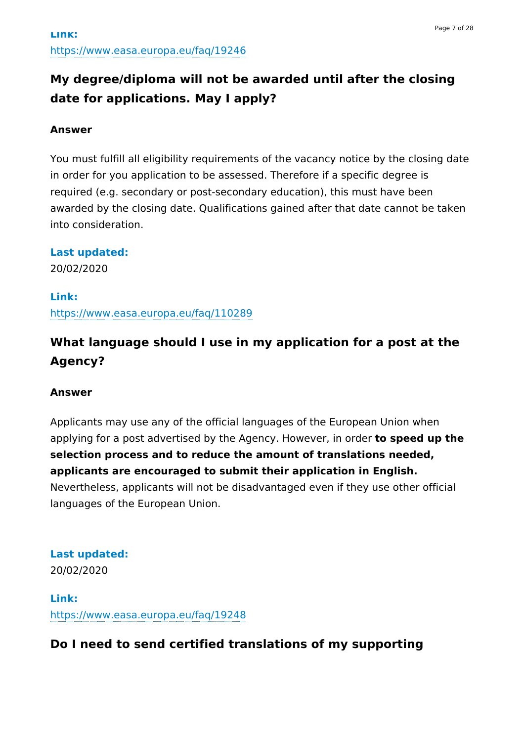**Link:**
https://www.easa.europa.eu/faq/19246

## My degree/diploma will not be awarded until after the closing date for applications. May I apply?

**Answer**

You must fulfill all eligibility requirements of the vacancy notice by the closing date in order for you application to be assessed. Therefore if a specific degree is required (e.g. secondary or post-secondary education), this must have been awarded by the closing date. Qualifications gained after that date cannot be taken into consideration.

**Last updated:**
20/02/2020

**Link:**
https://www.easa.europa.eu/faq/110289

## What language should I use in my application for a post at the Agency?

**Answer**

Applicants may use any of the official languages of the European Union when applying for a post advertised by the Agency. However, in order **to speed up the selection process and to reduce the amount of translations needed, applicants are encouraged to submit their application in English.** Nevertheless, applicants will not be disadvantaged even if they use other official languages of the European Union.

**Last updated:**
20/02/2020

**Link:**
https://www.easa.europa.eu/faq/19248

## Do I need to send certified translations of my supporting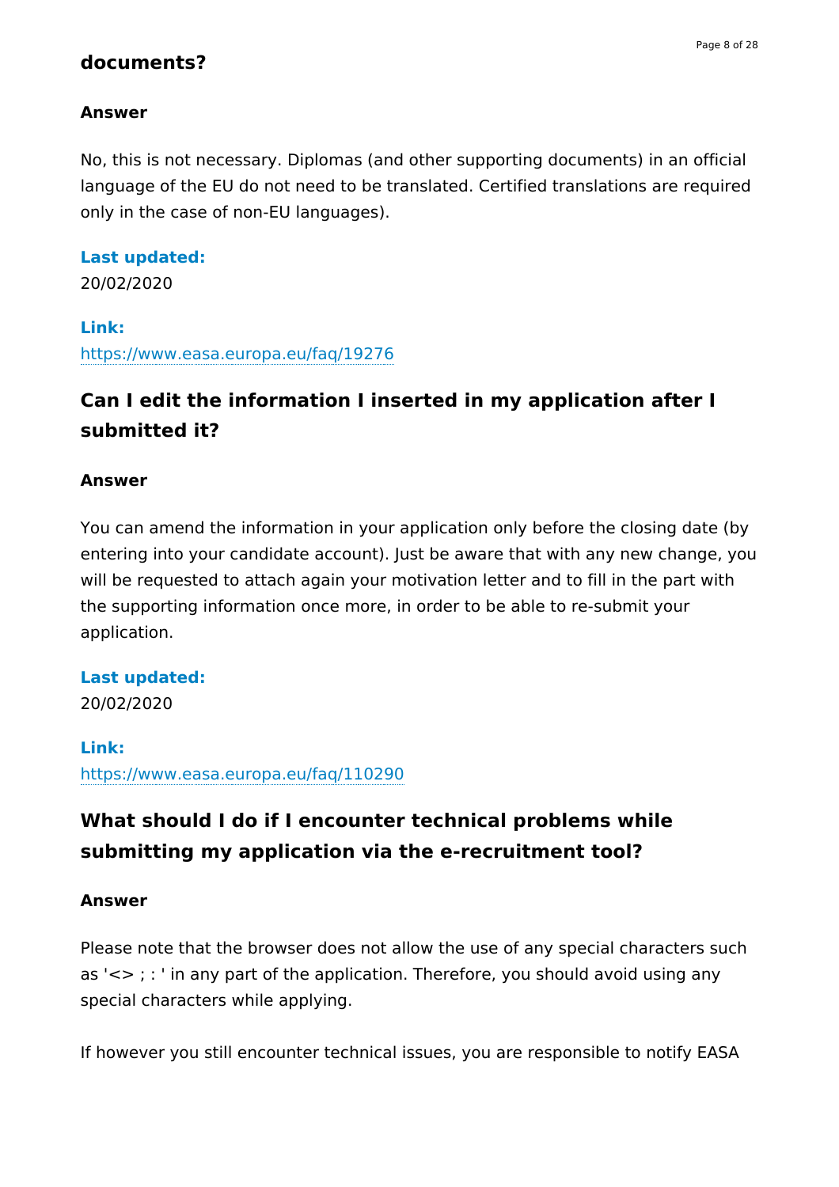## documents?

**Answer**

No, this is not necessary. Diplomas (and other supporting documents) in an official language of the EU do not need to be translated. Certified translations are required only in the case of non-EU languages).

**Last updated:**
20/02/2020

**Link:**
https://www.easa.europa.eu/faq/19276

## Can I edit the information I inserted in my application after I submitted it?

**Answer**

You can amend the information in your application only before the closing date (by entering into your candidate account). Just be aware that with any new change, you will be requested to attach again your motivation letter and to fill in the part with the supporting information once more, in order to be able to re-submit your application.

**Last updated:**
20/02/2020

**Link:**
https://www.easa.europa.eu/faq/110290

## What should I do if I encounter technical problems while submitting my application via the e-recruitment tool?

**Answer**

Please note that the browser does not allow the use of any special characters such as '<> ; : ' in any part of the application. Therefore, you should avoid using any special characters while applying.

If however you still encounter technical issues, you are responsible to notify EASA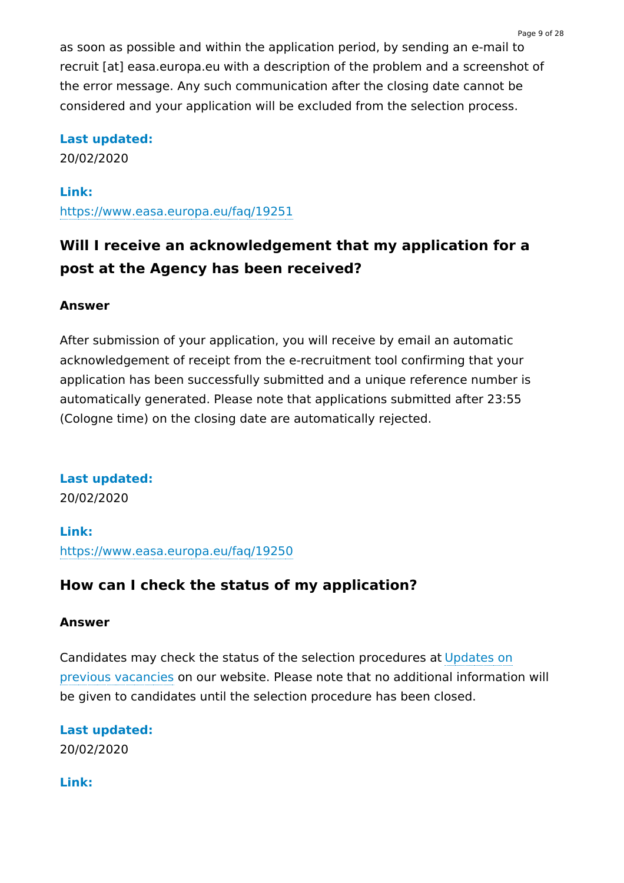as soon as possible and within the application period, by sending an e-mail to recruit [at] easa.europa.eu with a description of the problem and a screenshot of the error message. Any such communication after the closing date cannot be considered and your application will be excluded from the selection process.

**Last updated:**
20/02/2020

**Link:**
https://www.easa.europa.eu/faq/19251

## Will I receive an acknowledgement that my application for a post at the Agency has been received?

**Answer**

After submission of your application, you will receive by email an automatic acknowledgement of receipt from the e-recruitment tool confirming that your application has been successfully submitted and a unique reference number is automatically generated. Please note that applications submitted after 23:55 (Cologne time) on the closing date are automatically rejected.

**Last updated:**
20/02/2020

**Link:**
https://www.easa.europa.eu/faq/19250

## How can I check the status of my application?

**Answer**

Candidates may check the status of the selection procedures at Updates on previous vacancies on our website. Please note that no additional information will be given to candidates until the selection procedure has been closed.

**Last updated:**
20/02/2020

**Link:**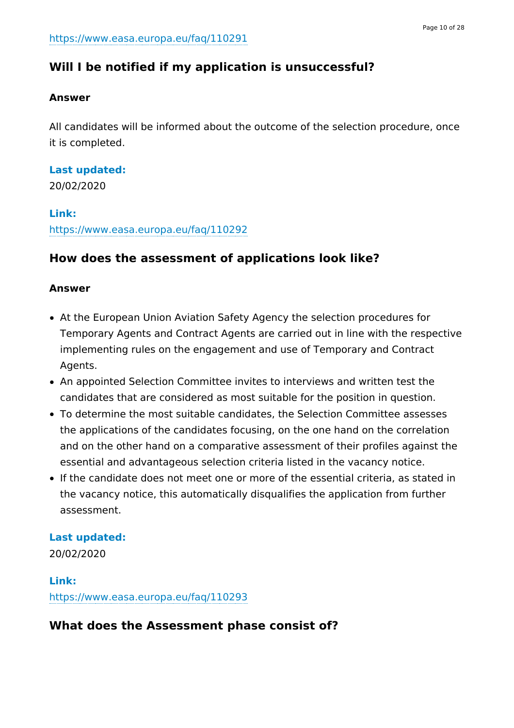https://www.easa.europa.eu/faq/110291

## Will I be notified if my application is unsuccessful?

**Answer**

All candidates will be informed about the outcome of the selection procedure, once it is completed.

**Last updated:**
20/02/2020

**Link:**
https://www.easa.europa.eu/faq/110292

## How does the assessment of applications look like?

**Answer**

- At the European Union Aviation Safety Agency the selection procedures for Temporary Agents and Contract Agents are carried out in line with the respective implementing rules on the engagement and use of Temporary and Contract Agents.
- An appointed Selection Committee invites to interviews and written test the candidates that are considered as most suitable for the position in question.
- To determine the most suitable candidates, the Selection Committee assesses the applications of the candidates focusing, on the one hand on the correlation and on the other hand on a comparative assessment of their profiles against the essential and advantageous selection criteria listed in the vacancy notice.
- If the candidate does not meet one or more of the essential criteria, as stated in the vacancy notice, this automatically disqualifies the application from further assessment.

**Last updated:**
20/02/2020

**Link:**
https://www.easa.europa.eu/faq/110293

## What does the Assessment phase consist of?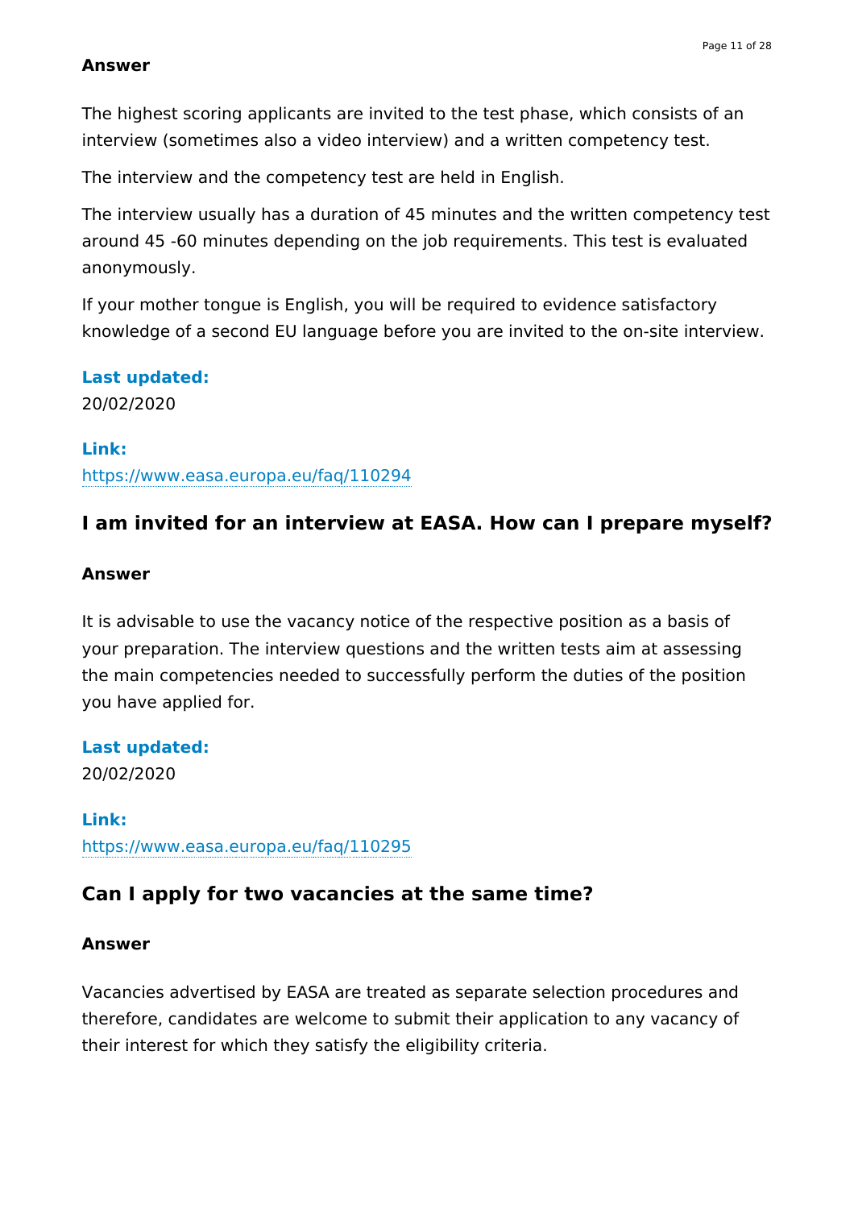**Answer**

The highest scoring applicants are invited to the test phase, which consists of an interview (sometimes also a video interview) and a written competency test.

The interview and the competency test are held in English.

The interview usually has a duration of 45 minutes and the written competency test around 45 -60 minutes depending on the job requirements. This test is evaluated anonymously.

If your mother tongue is English, you will be required to evidence satisfactory knowledge of a second EU language before you are invited to the on-site interview.

**Last updated:**
20/02/2020

**Link:**
https://www.easa.europa.eu/faq/110294

## I am invited for an interview at EASA. How can I prepare myself?

**Answer**

It is advisable to use the vacancy notice of the respective position as a basis of your preparation. The interview questions and the written tests aim at assessing the main competencies needed to successfully perform the duties of the position you have applied for.

**Last updated:**
20/02/2020

**Link:**
https://www.easa.europa.eu/faq/110295

## Can I apply for two vacancies at the same time?

**Answer**

Vacancies advertised by EASA are treated as separate selection procedures and therefore, candidates are welcome to submit their application to any vacancy of their interest for which they satisfy the eligibility criteria.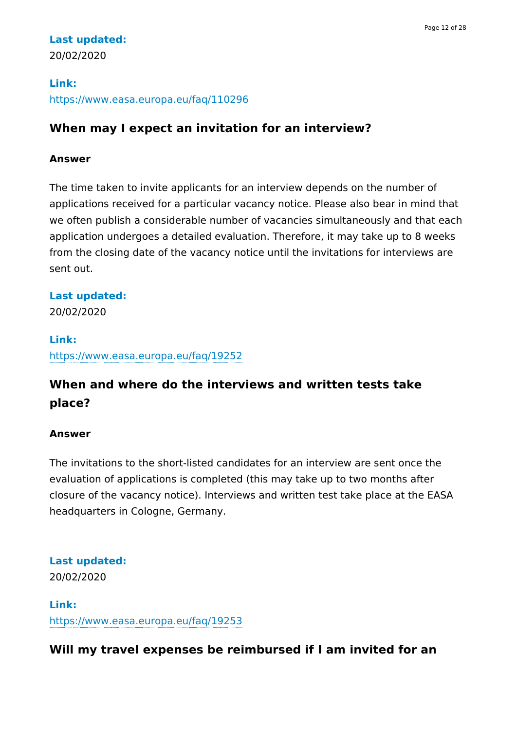**Last updated:**
20/02/2020

**Link:**
https://www.easa.europa.eu/faq/110296

## When may I expect an invitation for an interview?

**Answer**

The time taken to invite applicants for an interview depends on the number of applications received for a particular vacancy notice. Please also bear in mind that we often publish a considerable number of vacancies simultaneously and that each application undergoes a detailed evaluation. Therefore, it may take up to 8 weeks from the closing date of the vacancy notice until the invitations for interviews are sent out.

**Last updated:**
20/02/2020

**Link:**
https://www.easa.europa.eu/faq/19252

## When and where do the interviews and written tests take place?

**Answer**

The invitations to the short-listed candidates for an interview are sent once the evaluation of applications is completed (this may take up to two months after closure of the vacancy notice). Interviews and written test take place at the EASA headquarters in Cologne, Germany.

**Last updated:**
20/02/2020

**Link:**
https://www.easa.europa.eu/faq/19253

## Will my travel expenses be reimbursed if I am invited for an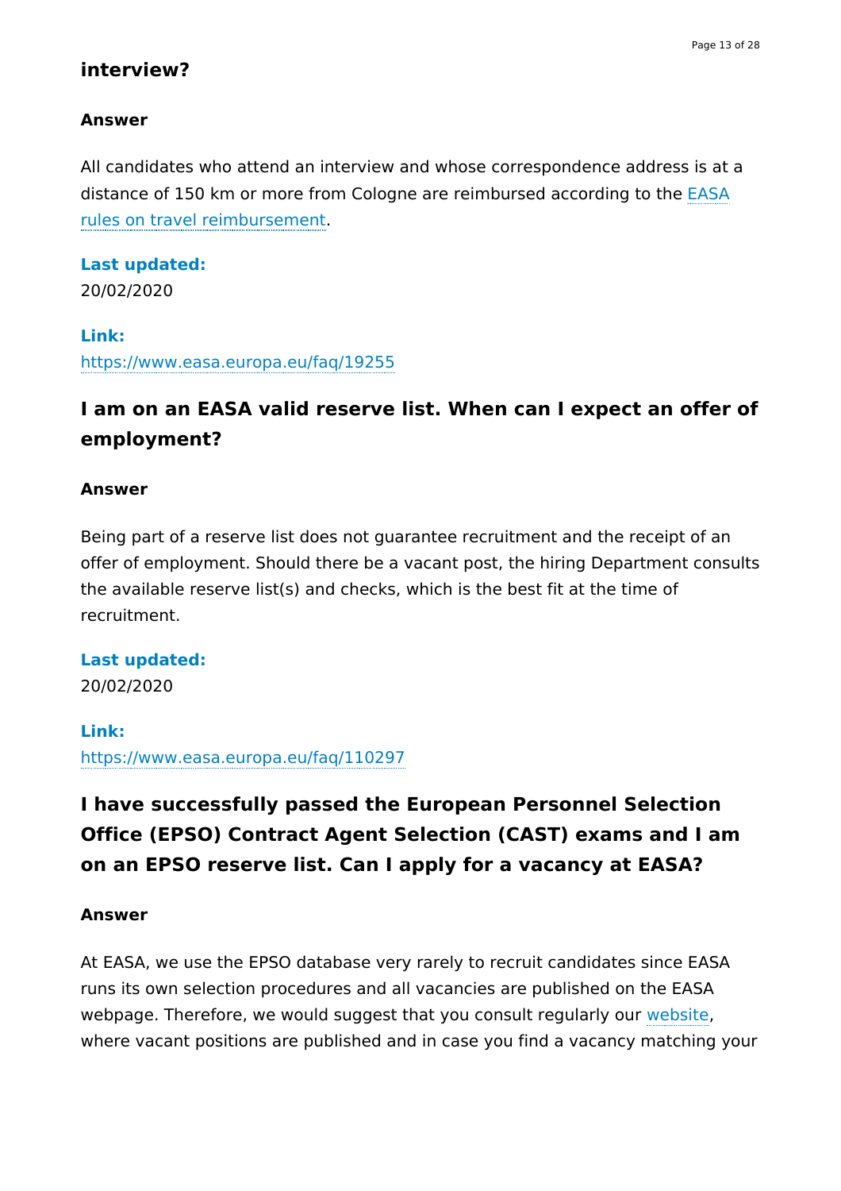## interview?

**Answer**

All candidates who attend an interview and whose correspondence address is at a distance of 150 km or more from Cologne are reimbursed according to the [EASA rules on travel reimbursement](#).

**Last updated:**
20/02/2020

**Link:**
https://www.easa.europa.eu/faq/19255

## I am on an EASA valid reserve list. When can I expect an offer of employment?

**Answer**

Being part of a reserve list does not guarantee recruitment and the receipt of an offer of employment. Should there be a vacant post, the hiring Department consults the available reserve list(s) and checks, which is the best fit at the time of recruitment.

**Last updated:**
20/02/2020

**Link:**
https://www.easa.europa.eu/faq/110297

## I have successfully passed the European Personnel Selection Office (EPSO) Contract Agent Selection (CAST) exams and I am on an EPSO reserve list. Can I apply for a vacancy at EASA?

**Answer**

At EASA, we use the EPSO database very rarely to recruit candidates since EASA runs its own selection procedures and all vacancies are published on the EASA webpage. Therefore, we would suggest that you consult regularly our [website](#), where vacant positions are published and in case you find a vacancy matching your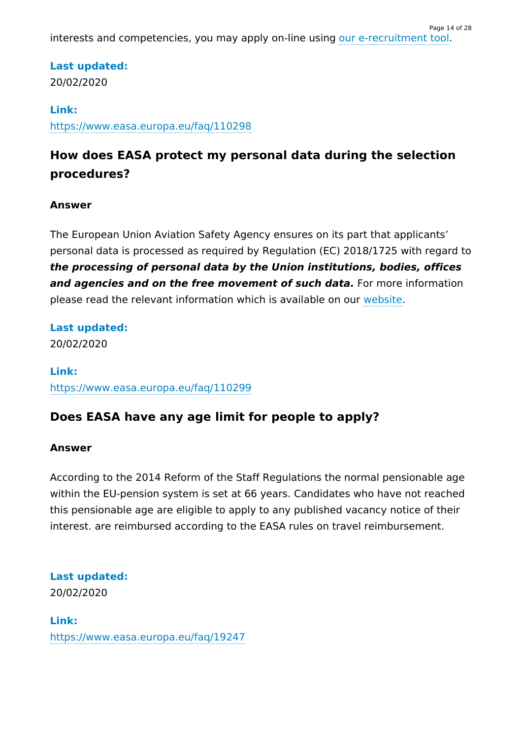interests and competencies, you may apply on-line using our e-recruitment tool.

**Last updated:**
20/02/2020

**Link:**
https://www.easa.europa.eu/faq/110298

## How does EASA protect my personal data during the selection procedures?

**Answer**

The European Union Aviation Safety Agency ensures on its part that applicants' personal data is processed as required by Regulation (EC) 2018/1725 with regard to ***the processing of personal data by the Union institutions, bodies, offices and agencies and on the free movement of such data.*** For more information please read the relevant information which is available on our website.

**Last updated:**
20/02/2020

**Link:**
https://www.easa.europa.eu/faq/110299

## Does EASA have any age limit for people to apply?

**Answer**

According to the 2014 Reform of the Staff Regulations the normal pensionable age within the EU-pension system is set at 66 years. Candidates who have not reached this pensionable age are eligible to apply to any published vacancy notice of their interest. are reimbursed according to the EASA rules on travel reimbursement.

**Last updated:**
20/02/2020

**Link:**
https://www.easa.europa.eu/faq/19247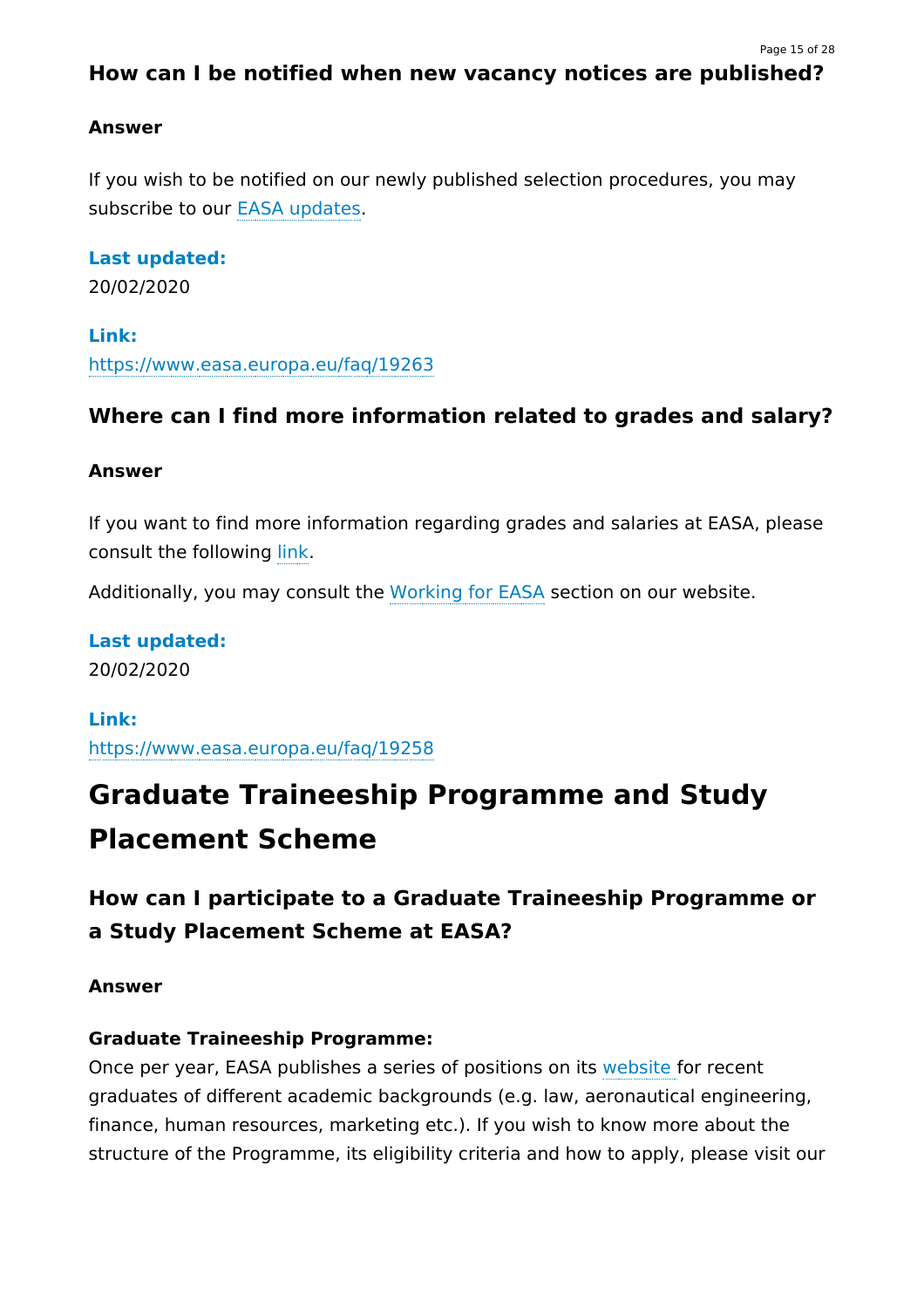### How can I be notified when new vacancy notices are published?

**Answer**

If you wish to be notified on our newly published selection procedures, you may subscribe to our EASA updates.

**Last updated:**
20/02/2020

**Link:**
https://www.easa.europa.eu/faq/19263

### Where can I find more information related to grades and salary?

**Answer**

If you want to find more information regarding grades and salaries at EASA, please consult the following link.

Additionally, you may consult the Working for EASA section on our website.

**Last updated:**
20/02/2020

**Link:**
https://www.easa.europa.eu/faq/19258

## Graduate Traineeship Programme and Study Placement Scheme

### How can I participate to a Graduate Traineeship Programme or a Study Placement Scheme at EASA?

**Answer**

**Graduate Traineeship Programme:**
Once per year, EASA publishes a series of positions on its website for recent graduates of different academic backgrounds (e.g. law, aeronautical engineering, finance, human resources, marketing etc.). If you wish to know more about the structure of the Programme, its eligibility criteria and how to apply, please visit our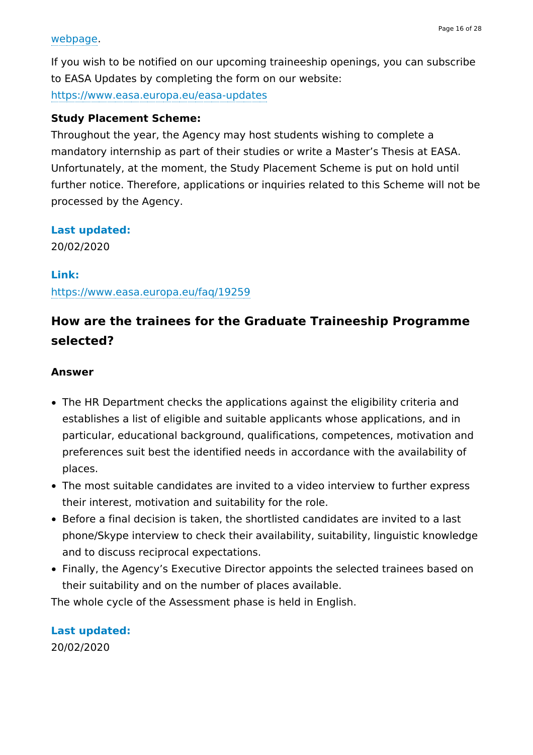webpage.

If you wish to be notified on our upcoming traineeship openings, you can subscribe to EASA Updates by completing the form on our website: https://www.easa.europa.eu/easa-updates

**Study Placement Scheme:**
Throughout the year, the Agency may host students wishing to complete a mandatory internship as part of their studies or write a Master's Thesis at EASA. Unfortunately, at the moment, the Study Placement Scheme is put on hold until further notice. Therefore, applications or inquiries related to this Scheme will not be processed by the Agency.

**Last updated:**
20/02/2020

**Link:**
https://www.easa.europa.eu/faq/19259

## How are the trainees for the Graduate Traineeship Programme selected?

**Answer**

- The HR Department checks the applications against the eligibility criteria and establishes a list of eligible and suitable applicants whose applications, and in particular, educational background, qualifications, competences, motivation and preferences suit best the identified needs in accordance with the availability of places.
- The most suitable candidates are invited to a video interview to further express their interest, motivation and suitability for the role.
- Before a final decision is taken, the shortlisted candidates are invited to a last phone/Skype interview to check their availability, suitability, linguistic knowledge and to discuss reciprocal expectations.
- Finally, the Agency's Executive Director appoints the selected trainees based on their suitability and on the number of places available.

The whole cycle of the Assessment phase is held in English.

**Last updated:**
20/02/2020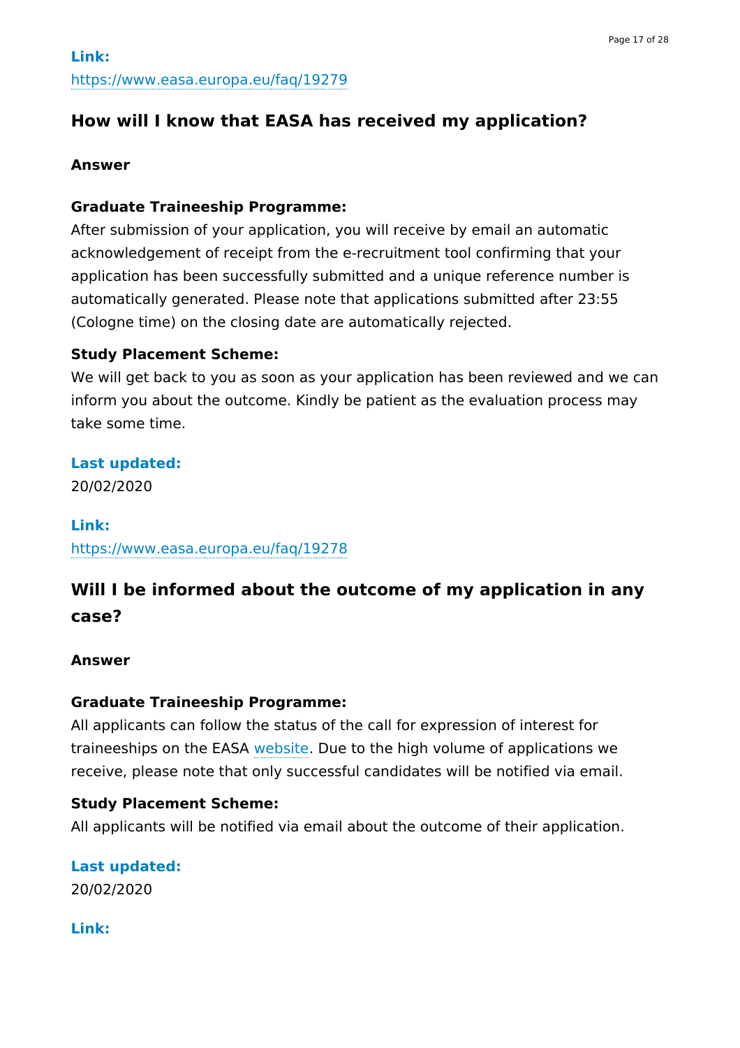**Link:**
https://www.easa.europa.eu/faq/19279

## How will I know that EASA has received my application?

**Answer**

**Graduate Traineeship Programme:**
After submission of your application, you will receive by email an automatic acknowledgement of receipt from the e-recruitment tool confirming that your application has been successfully submitted and a unique reference number is automatically generated. Please note that applications submitted after 23:55 (Cologne time) on the closing date are automatically rejected.

**Study Placement Scheme:**
We will get back to you as soon as your application has been reviewed and we can inform you about the outcome. Kindly be patient as the evaluation process may take some time.

**Last updated:**
20/02/2020

**Link:**
https://www.easa.europa.eu/faq/19278

## Will I be informed about the outcome of my application in any case?

**Answer**

**Graduate Traineeship Programme:**
All applicants can follow the status of the call for expression of interest for traineeships on the EASA website. Due to the high volume of applications we receive, please note that only successful candidates will be notified via email.

**Study Placement Scheme:**
All applicants will be notified via email about the outcome of their application.

**Last updated:**
20/02/2020

**Link:**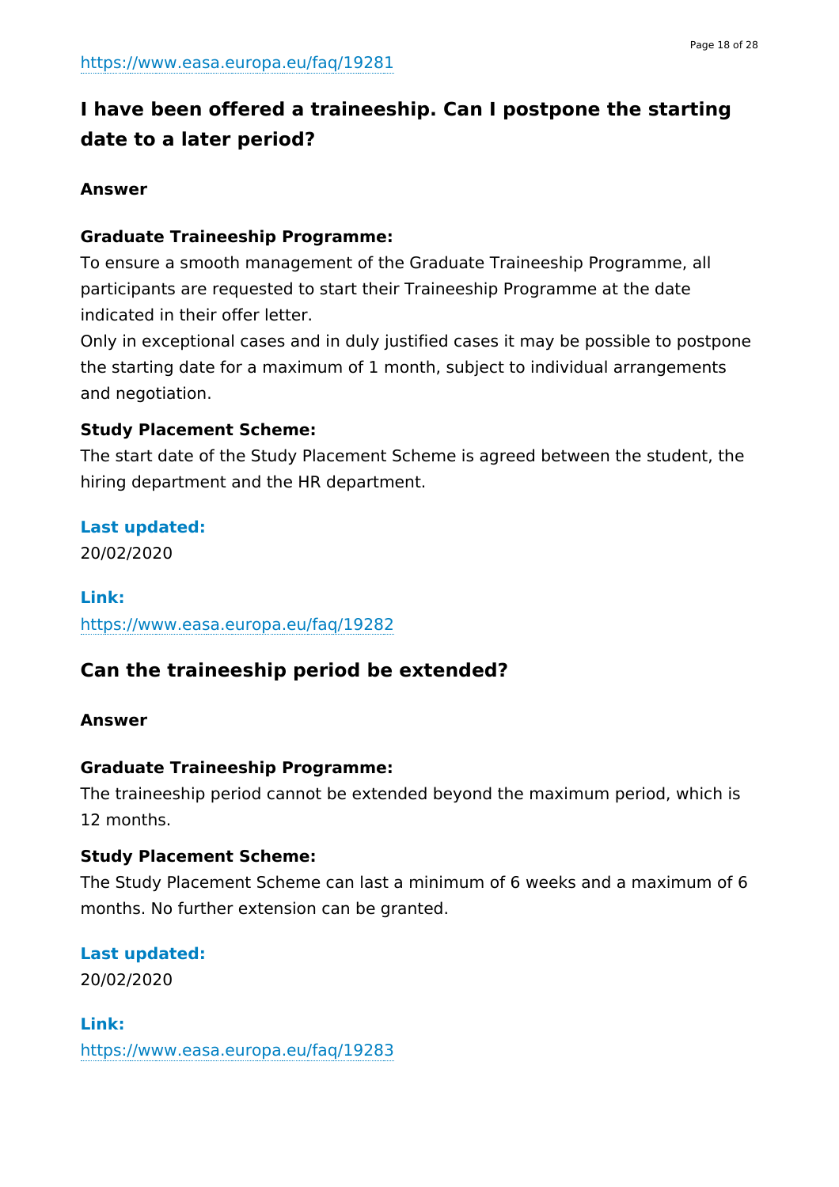https://www.easa.europa.eu/faq/19281

## I have been offered a traineeship. Can I postpone the starting date to a later period?

**Answer**

**Graduate Traineeship Programme:**

To ensure a smooth management of the Graduate Traineeship Programme, all participants are requested to start their Traineeship Programme at the date indicated in their offer letter.

Only in exceptional cases and in duly justified cases it may be possible to postpone the starting date for a maximum of 1 month, subject to individual arrangements and negotiation.

**Study Placement Scheme:**

The start date of the Study Placement Scheme is agreed between the student, the hiring department and the HR department.

**Last updated:**

20/02/2020

**Link:**

https://www.easa.europa.eu/faq/19282

## Can the traineeship period be extended?

**Answer**

**Graduate Traineeship Programme:**

The traineeship period cannot be extended beyond the maximum period, which is 12 months.

**Study Placement Scheme:**

The Study Placement Scheme can last a minimum of 6 weeks and a maximum of 6 months. No further extension can be granted.

**Last updated:**

20/02/2020

**Link:**

https://www.easa.europa.eu/faq/19283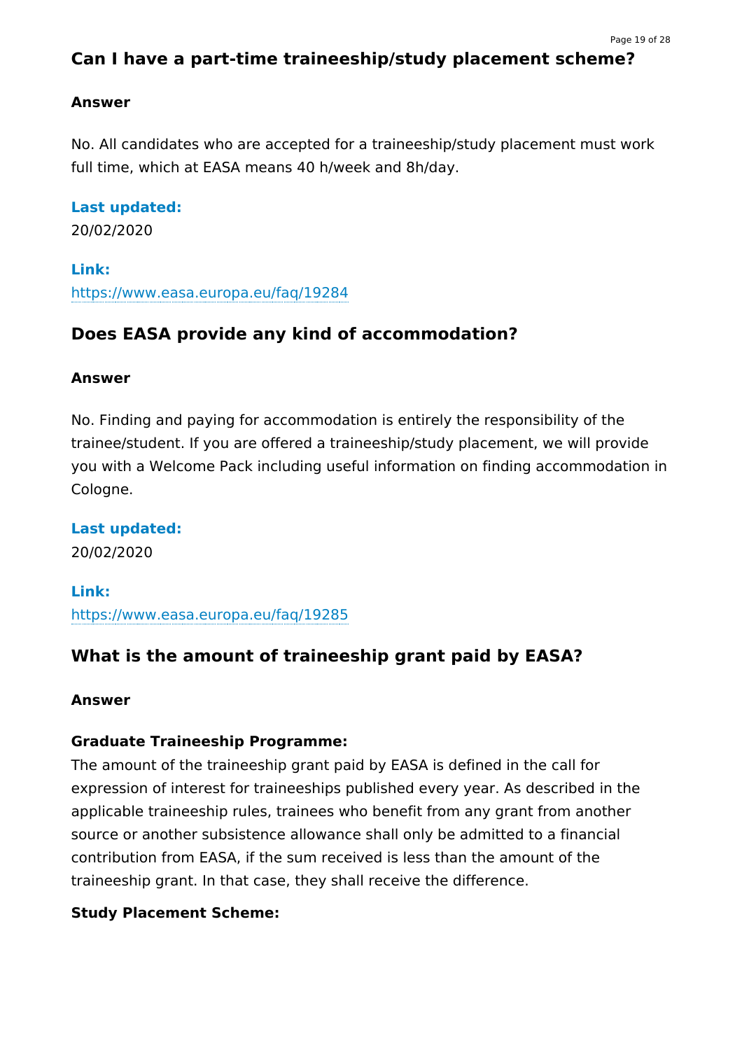## Can I have a part-time traineeship/study placement scheme?

**Answer**

No. All candidates who are accepted for a traineeship/study placement must work full time, which at EASA means 40 h/week and 8h/day.

**Last updated:**
20/02/2020

**Link:**
https://www.easa.europa.eu/faq/19284

## Does EASA provide any kind of accommodation?

**Answer**

No. Finding and paying for accommodation is entirely the responsibility of the trainee/student. If you are offered a traineeship/study placement, we will provide you with a Welcome Pack including useful information on finding accommodation in Cologne.

**Last updated:**
20/02/2020

**Link:**
https://www.easa.europa.eu/faq/19285

## What is the amount of traineeship grant paid by EASA?

**Answer**

**Graduate Traineeship Programme:**
The amount of the traineeship grant paid by EASA is defined in the call for expression of interest for traineeships published every year. As described in the applicable traineeship rules, trainees who benefit from any grant from another source or another subsistence allowance shall only be admitted to a financial contribution from EASA, if the sum received is less than the amount of the traineeship grant. In that case, they shall receive the difference.

**Study Placement Scheme:**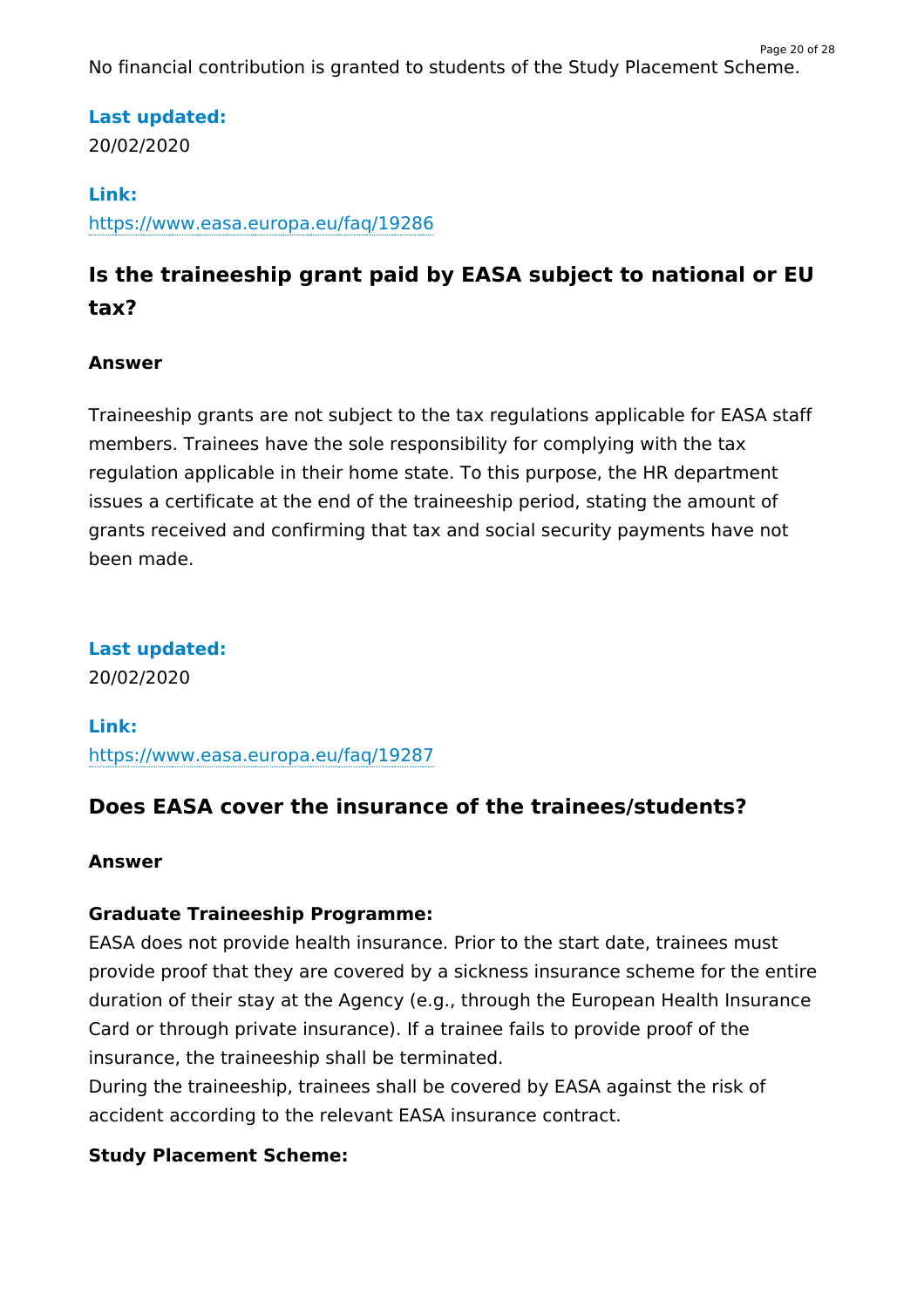No financial contribution is granted to students of the Study Placement Scheme.

**Last updated:**
20/02/2020

**Link:**
https://www.easa.europa.eu/faq/19286

## Is the traineeship grant paid by EASA subject to national or EU tax?

**Answer**

Traineeship grants are not subject to the tax regulations applicable for EASA staff members. Trainees have the sole responsibility for complying with the tax regulation applicable in their home state. To this purpose, the HR department issues a certificate at the end of the traineeship period, stating the amount of grants received and confirming that tax and social security payments have not been made.

**Last updated:**
20/02/2020

**Link:**
https://www.easa.europa.eu/faq/19287

## Does EASA cover the insurance of the trainees/students?

**Answer**

**Graduate Traineeship Programme:**
EASA does not provide health insurance. Prior to the start date, trainees must provide proof that they are covered by a sickness insurance scheme for the entire duration of their stay at the Agency (e.g., through the European Health Insurance Card or through private insurance). If a trainee fails to provide proof of the insurance, the traineeship shall be terminated.
During the traineeship, trainees shall be covered by EASA against the risk of accident according to the relevant EASA insurance contract.

**Study Placement Scheme:**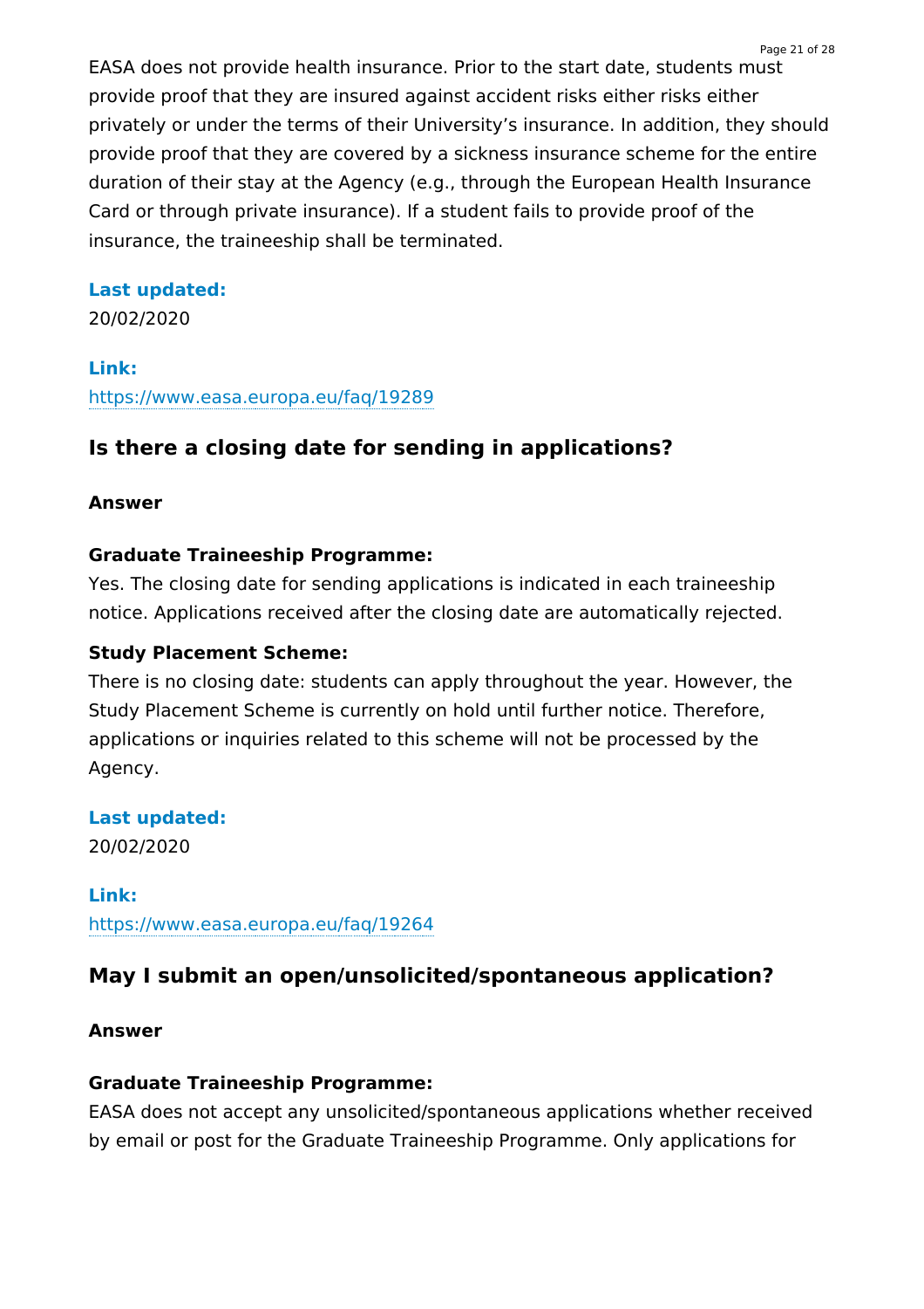EASA does not provide health insurance. Prior to the start date, students must provide proof that they are insured against accident risks either risks either privately or under the terms of their University's insurance. In addition, they should provide proof that they are covered by a sickness insurance scheme for the entire duration of their stay at the Agency (e.g., through the European Health Insurance Card or through private insurance). If a student fails to provide proof of the insurance, the traineeship shall be terminated.

**Last updated:**
20/02/2020

**Link:**
https://www.easa.europa.eu/faq/19289

## Is there a closing date for sending in applications?

**Answer**

**Graduate Traineeship Programme:**
Yes. The closing date for sending applications is indicated in each traineeship notice. Applications received after the closing date are automatically rejected.

**Study Placement Scheme:**
There is no closing date: students can apply throughout the year. However, the Study Placement Scheme is currently on hold until further notice. Therefore, applications or inquiries related to this scheme will not be processed by the Agency.

**Last updated:**
20/02/2020

**Link:**
https://www.easa.europa.eu/faq/19264

## May I submit an open/unsolicited/spontaneous application?

**Answer**

**Graduate Traineeship Programme:**
EASA does not accept any unsolicited/spontaneous applications whether received by email or post for the Graduate Traineeship Programme. Only applications for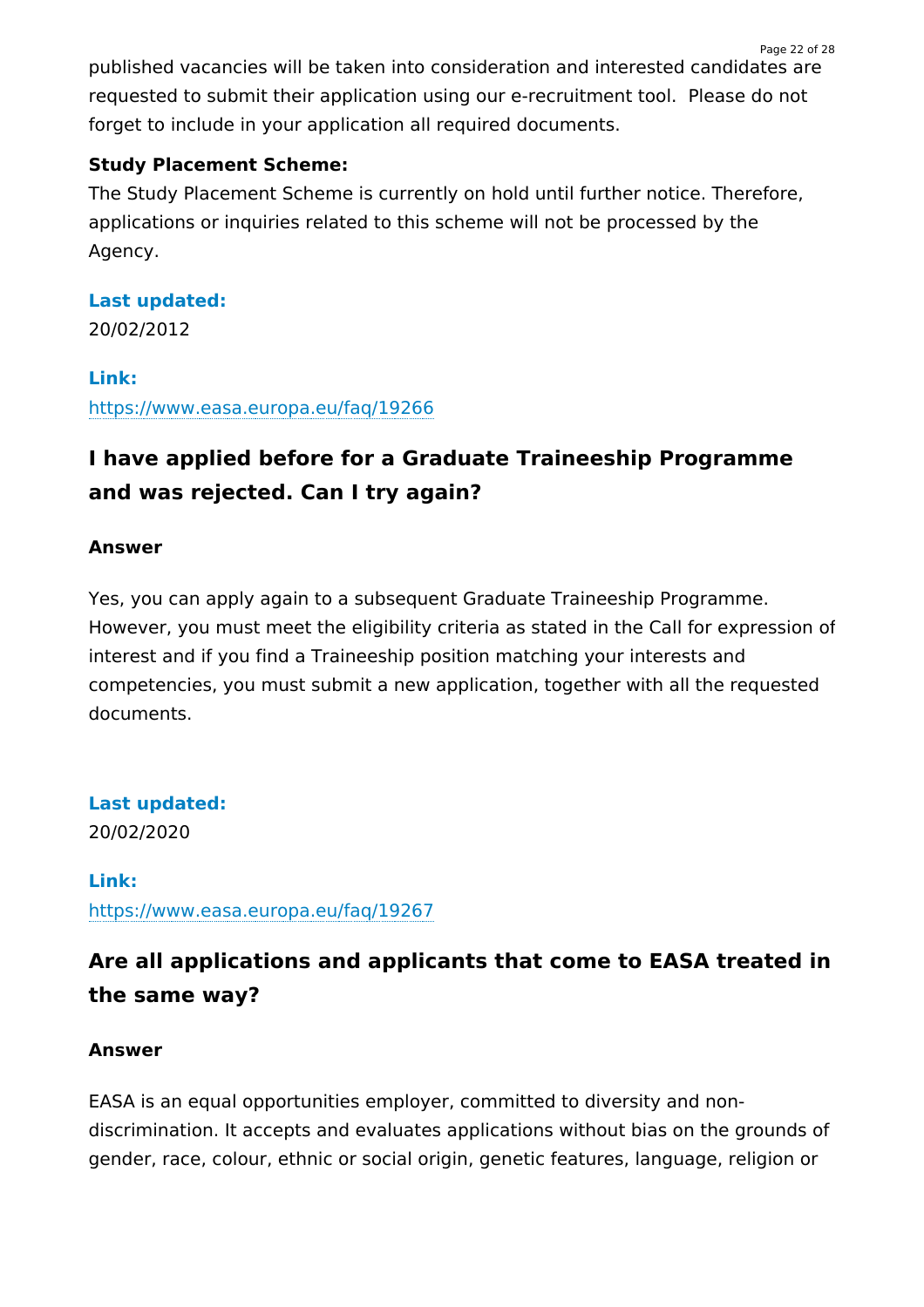published vacancies will be taken into consideration and interested candidates are requested to submit their application using our e-recruitment tool.  Please do not forget to include in your application all required documents.

**Study Placement Scheme:**

The Study Placement Scheme is currently on hold until further notice. Therefore, applications or inquiries related to this scheme will not be processed by the Agency.

**Last updated:**

20/02/2012

**Link:**

https://www.easa.europa.eu/faq/19266

## I have applied before for a Graduate Traineeship Programme and was rejected. Can I try again?

**Answer**

Yes, you can apply again to a subsequent Graduate Traineeship Programme. However, you must meet the eligibility criteria as stated in the Call for expression of interest and if you find a Traineeship position matching your interests and competencies, you must submit a new application, together with all the requested documents.

**Last updated:**

20/02/2020

**Link:**

https://www.easa.europa.eu/faq/19267

## Are all applications and applicants that come to EASA treated in the same way?

**Answer**

EASA is an equal opportunities employer, committed to diversity and non-discrimination. It accepts and evaluates applications without bias on the grounds of gender, race, colour, ethnic or social origin, genetic features, language, religion or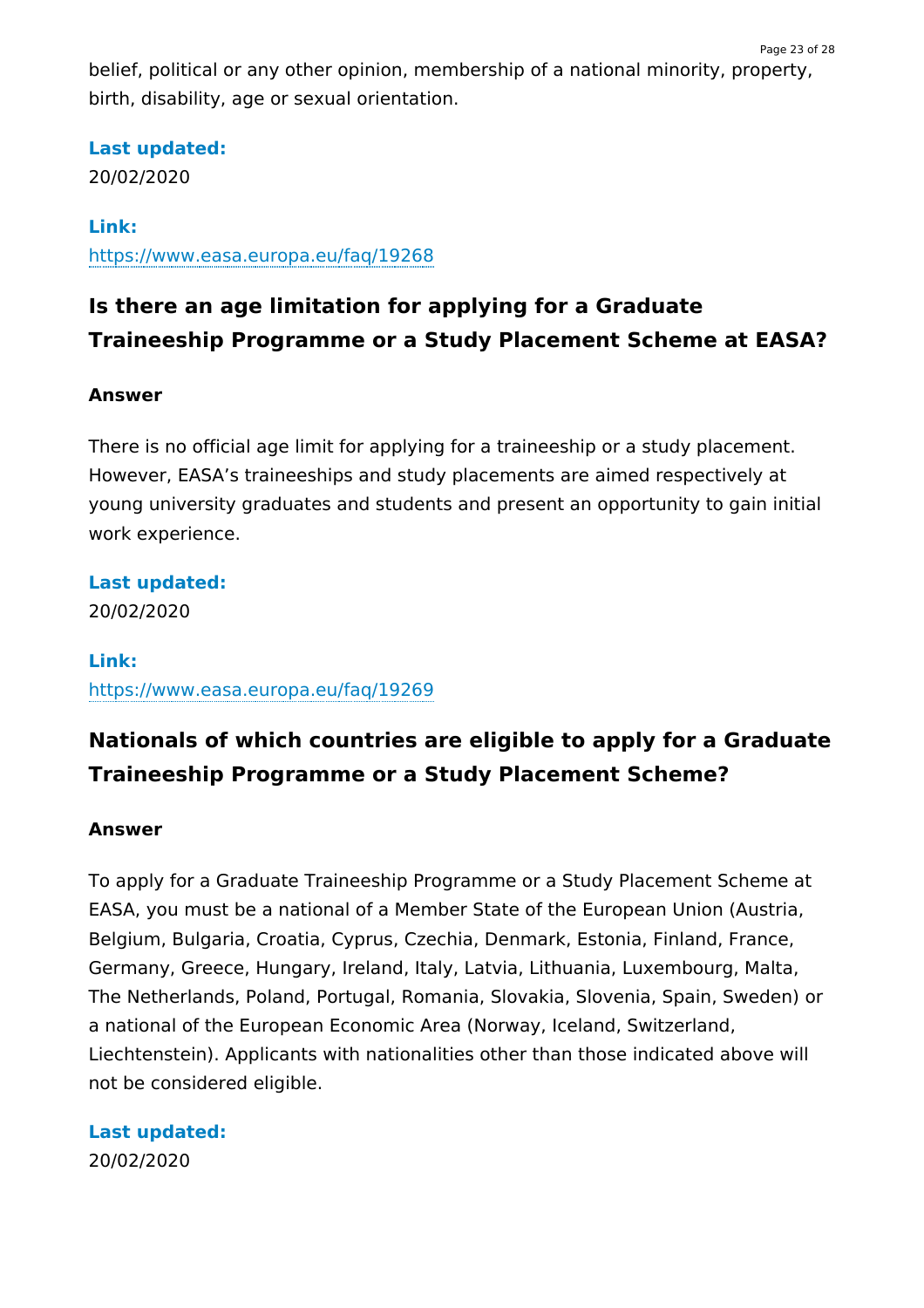belief, political or any other opinion, membership of a national minority, property, birth, disability, age or sexual orientation.

**Last updated:**
20/02/2020

**Link:**
https://www.easa.europa.eu/faq/19268

## Is there an age limitation for applying for a Graduate Traineeship Programme or a Study Placement Scheme at EASA?

**Answer**

There is no official age limit for applying for a traineeship or a study placement. However, EASA's traineeships and study placements are aimed respectively at young university graduates and students and present an opportunity to gain initial work experience.

**Last updated:**
20/02/2020

**Link:**
https://www.easa.europa.eu/faq/19269

## Nationals of which countries are eligible to apply for a Graduate Traineeship Programme or a Study Placement Scheme?

**Answer**

To apply for a Graduate Traineeship Programme or a Study Placement Scheme at EASA, you must be a national of a Member State of the European Union (Austria, Belgium, Bulgaria, Croatia, Cyprus, Czechia, Denmark, Estonia, Finland, France, Germany, Greece, Hungary, Ireland, Italy, Latvia, Lithuania, Luxembourg, Malta, The Netherlands, Poland, Portugal, Romania, Slovakia, Slovenia, Spain, Sweden) or a national of the European Economic Area (Norway, Iceland, Switzerland, Liechtenstein). Applicants with nationalities other than those indicated above will not be considered eligible.

**Last updated:**
20/02/2020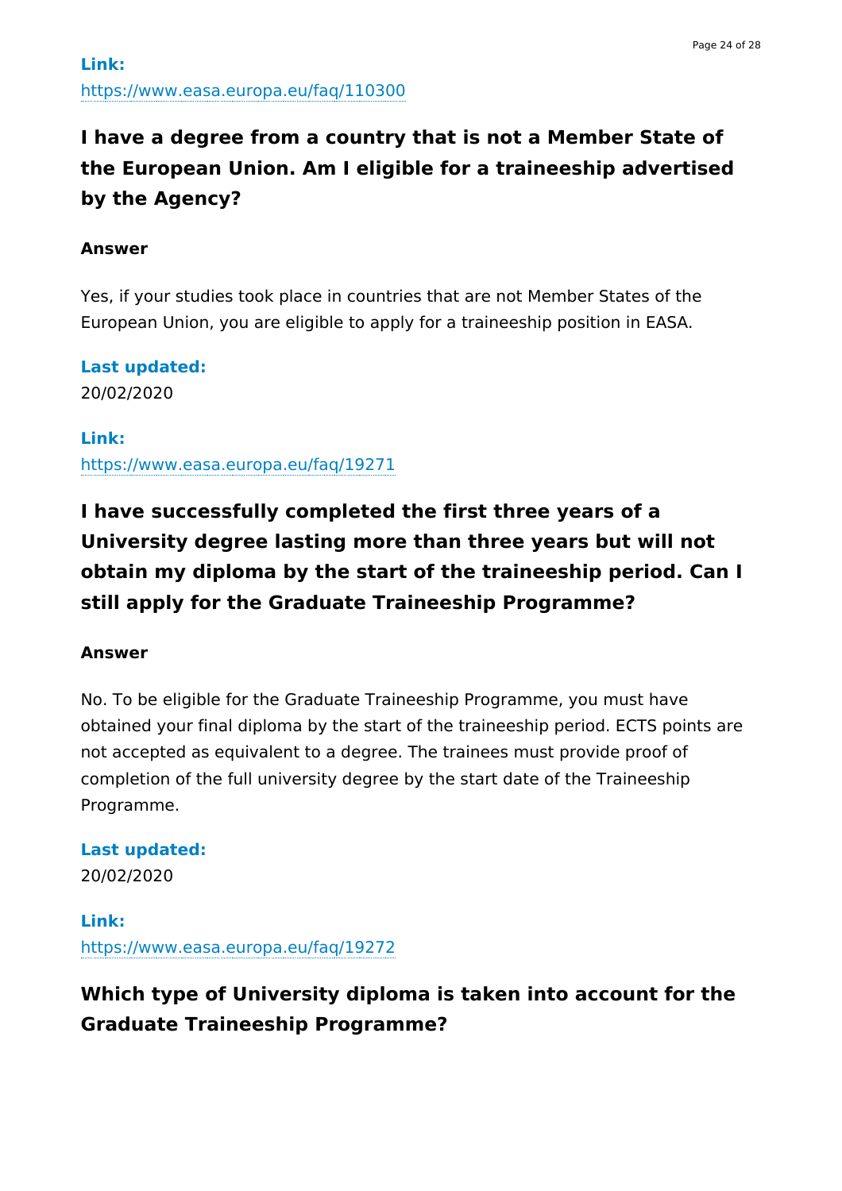**Link:**
https://www.easa.europa.eu/faq/110300

## I have a degree from a country that is not a Member State of the European Union. Am I eligible for a traineeship advertised by the Agency?

**Answer**

Yes, if your studies took place in countries that are not Member States of the European Union, you are eligible to apply for a traineeship position in EASA.

**Last updated:**
20/02/2020

**Link:**
https://www.easa.europa.eu/faq/19271

## I have successfully completed the first three years of a University degree lasting more than three years but will not obtain my diploma by the start of the traineeship period. Can I still apply for the Graduate Traineeship Programme?

**Answer**

No. To be eligible for the Graduate Traineeship Programme, you must have obtained your final diploma by the start of the traineeship period. ECTS points are not accepted as equivalent to a degree. The trainees must provide proof of completion of the full university degree by the start date of the Traineeship Programme.

**Last updated:**
20/02/2020

**Link:**
https://www.easa.europa.eu/faq/19272

## Which type of University diploma is taken into account for the Graduate Traineeship Programme?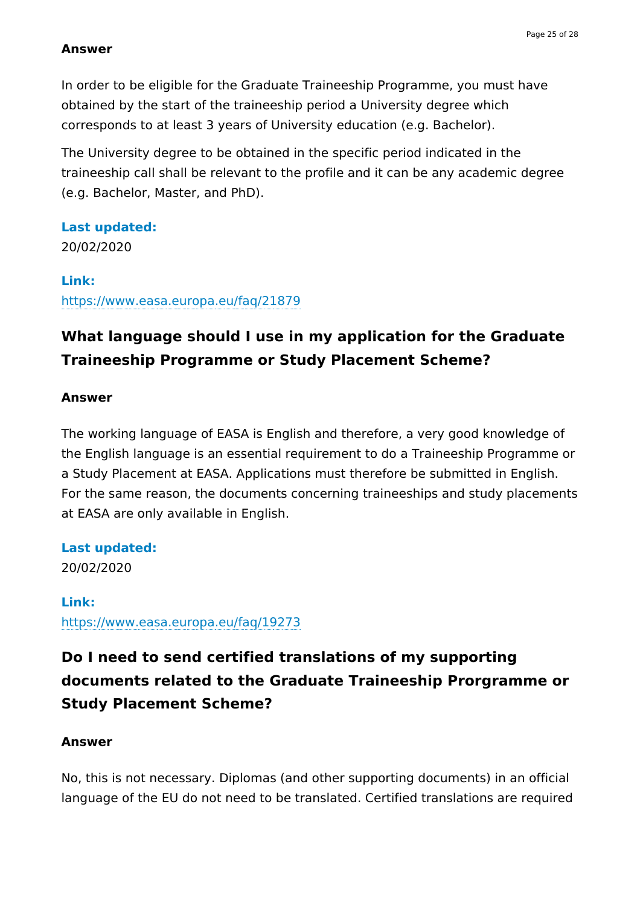**Answer**

In order to be eligible for the Graduate Traineeship Programme, you must have obtained by the start of the traineeship period a University degree which corresponds to at least 3 years of University education (e.g. Bachelor).

The University degree to be obtained in the specific period indicated in the traineeship call shall be relevant to the profile and it can be any academic degree (e.g. Bachelor, Master, and PhD).

**Last updated:**
20/02/2020

**Link:**
https://www.easa.europa.eu/faq/21879

## What language should I use in my application for the Graduate Traineeship Programme or Study Placement Scheme?

**Answer**

The working language of EASA is English and therefore, a very good knowledge of the English language is an essential requirement to do a Traineeship Programme or a Study Placement at EASA. Applications must therefore be submitted in English. For the same reason, the documents concerning traineeships and study placements at EASA are only available in English.

**Last updated:**
20/02/2020

**Link:**
https://www.easa.europa.eu/faq/19273

## Do I need to send certified translations of my supporting documents related to the Graduate Traineeship Prorgramme or Study Placement Scheme?

**Answer**

No, this is not necessary. Diplomas (and other supporting documents) in an official language of the EU do not need to be translated. Certified translations are required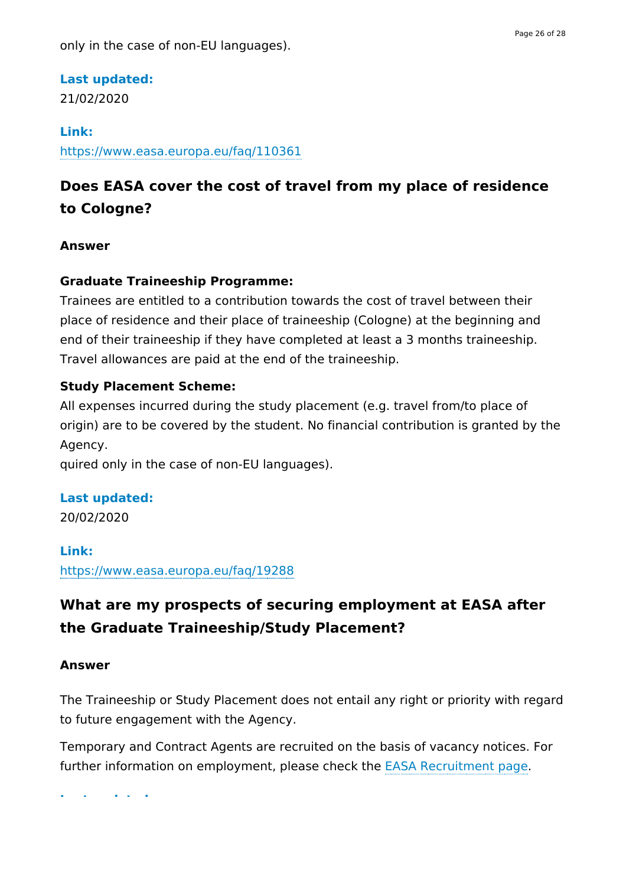only in the case of non-EU languages).

**Last updated:**
21/02/2020

**Link:**
https://www.easa.europa.eu/faq/110361

## Does EASA cover the cost of travel from my place of residence to Cologne?

**Answer**

**Graduate Traineeship Programme:**
Trainees are entitled to a contribution towards the cost of travel between their place of residence and their place of traineeship (Cologne) at the beginning and end of their traineeship if they have completed at least a 3 months traineeship. Travel allowances are paid at the end of the traineeship.

**Study Placement Scheme:**
All expenses incurred during the study placement (e.g. travel from/to place of origin) are to be covered by the student. No financial contribution is granted by the Agency.
quired only in the case of non-EU languages).

**Last updated:**
20/02/2020

**Link:**
https://www.easa.europa.eu/faq/19288

## What are my prospects of securing employment at EASA after the Graduate Traineeship/Study Placement?

**Answer**

The Traineeship or Study Placement does not entail any right or priority with regard to future engagement with the Agency.

Temporary and Contract Agents are recruited on the basis of vacancy notices. For further information on employment, please check the EASA Recruitment page.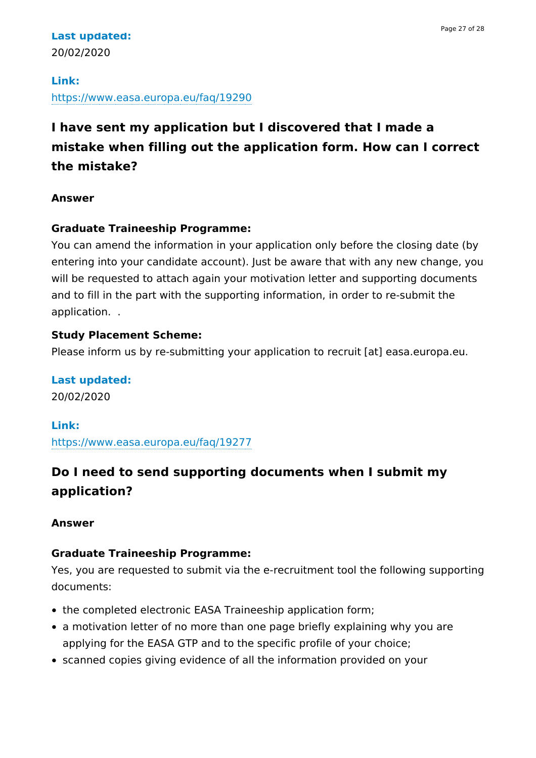**Last updated:**
20/02/2020

**Link:**
https://www.easa.europa.eu/faq/19290

## I have sent my application but I discovered that I made a mistake when filling out the application form. How can I correct the mistake?

**Answer**

**Graduate Traineeship Programme:**
You can amend the information in your application only before the closing date (by entering into your candidate account). Just be aware that with any new change, you will be requested to attach again your motivation letter and supporting documents and to fill in the part with the supporting information, in order to re-submit the application.  .

**Study Placement Scheme:**
Please inform us by re-submitting your application to recruit [at] easa.europa.eu.

**Last updated:**
20/02/2020

**Link:**
https://www.easa.europa.eu/faq/19277

## Do I need to send supporting documents when I submit my application?

**Answer**

**Graduate Traineeship Programme:**
Yes, you are requested to submit via the e-recruitment tool the following supporting documents:

- the completed electronic EASA Traineeship application form;
- a motivation letter of no more than one page briefly explaining why you are applying for the EASA GTP and to the specific profile of your choice;
- scanned copies giving evidence of all the information provided on your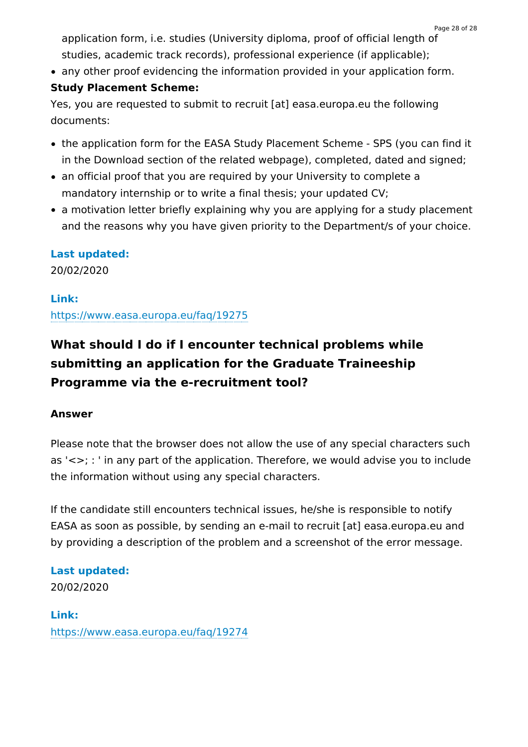application form, i.e. studies (University diploma, proof of official length of studies, academic track records), professional experience (if applicable);

- any other proof evidencing the information provided in your application form.

**Study Placement Scheme:**

Yes, you are requested to submit to recruit [at] easa.europa.eu the following documents:

- the application form for the EASA Study Placement Scheme - SPS (you can find it in the Download section of the related webpage), completed, dated and signed;
- an official proof that you are required by your University to complete a mandatory internship or to write a final thesis; your updated CV;
- a motivation letter briefly explaining why you are applying for a study placement and the reasons why you have given priority to the Department/s of your choice.

**Last updated:**
20/02/2020

**Link:**
https://www.easa.europa.eu/faq/19275

## What should I do if I encounter technical problems while submitting an application for the Graduate Traineeship Programme via the e-recruitment tool?

**Answer**

Please note that the browser does not allow the use of any special characters such as '<>; : ' in any part of the application. Therefore, we would advise you to include the information without using any special characters.

If the candidate still encounters technical issues, he/she is responsible to notify EASA as soon as possible, by sending an e-mail to recruit [at] easa.europa.eu and by providing a description of the problem and a screenshot of the error message.

**Last updated:**
20/02/2020

**Link:**
https://www.easa.europa.eu/faq/19274